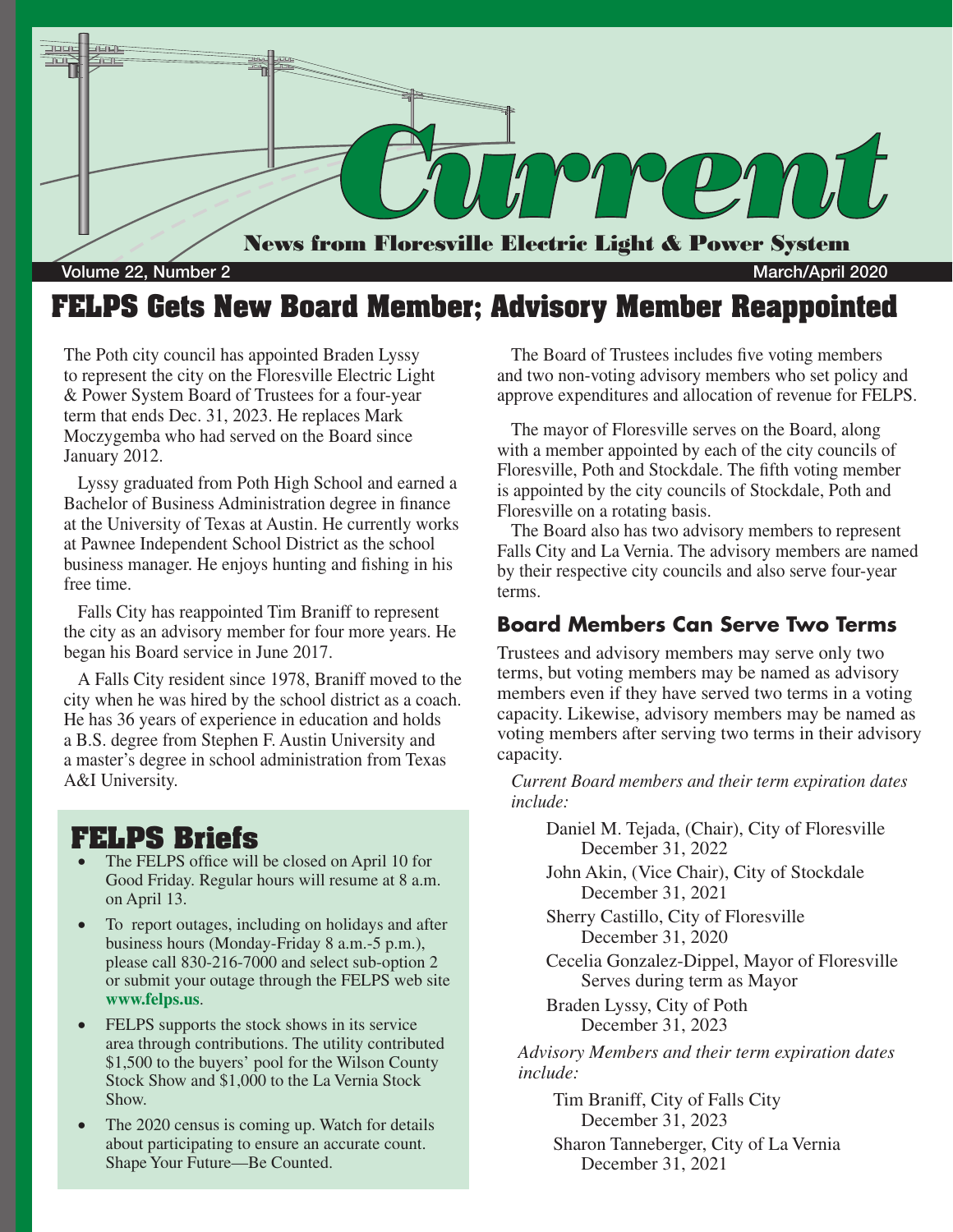# Current

**News from Floresville Electric Light & Power System**

Volume 22, Number 2 — March/April 2020

## FELPS Gets New Board Member; Advisory Member Reappointed

The Poth city council has appointed Braden Lyssy to represent the city on the Floresville Electric Light & Power System Board of Trustees for a four-year term that ends Dec. 31, 2023. He replaces Mark Moczygemba who had served on the Board since January 2012.

Lyssy graduated from Poth High School and earned a Bachelor of Business Administration degree in finance at the University of Texas at Austin. He currently works at Pawnee Independent School District as the school business manager. He enjoys hunting and fishing in his free time.

Falls City has reappointed Tim Braniff to represent the city as an advisory member for four more years. He began his Board service in June 2017.

A Falls City resident since 1978, Braniff moved to the city when he was hired by the school district as a coach. He has 36 years of experience in education and holds a B.S. degree from Stephen F. Austin University and a master's degree in school administration from Texas A&I University.

The Board of Trustees includes five voting members and two non-voting advisory members who set policy and approve expenditures and allocation of revenue for FELPS.

The mayor of Floresville serves on the Board, along with a member appointed by each of the city councils of Floresville, Poth and Stockdale. The fifth voting member is appointed by the city councils of Stockdale, Poth and Floresville on a rotating basis.

The Board also has two advisory members to represent Falls City and La Vernia. The advisory members are named by their respective city councils and also serve four-year terms.

### Board Members Can Serve Two Terms

Trustees and advisory members may serve only two terms, but voting members may be named as advisory members even if they have served two terms in a voting capacity. Likewise, advisory members may be named as voting members after serving two terms in their advisory capacity.

*Current Board members and their term expiration dates include:*

Daniel M. Tejada, (Chair), City of Floresville
December 31, 2022

John Akin, (Vice Chair), City of Stockdale
December 31, 2021

Sherry Castillo, City of Floresville
December 31, 2020

Cecelia Gonzalez-Dippel, Mayor of Floresville
Serves during term as Mayor

Braden Lyssy, City of Poth
December 31, 2023

*Advisory Members and their term expiration dates include:*

Tim Braniff, City of Falls City
December 31, 2023

Sharon Tanneberger, City of La Vernia
December 31, 2021

## FELPS Briefs

- The FELPS office will be closed on April 10 for Good Friday. Regular hours will resume at 8 a.m. on April 13.
- To report outages, including on holidays and after business hours (Monday-Friday 8 a.m.-5 p.m.), please call 830-216-7000 and select sub-option 2 or submit your outage through the FELPS web site **www.felps.us**.
- FELPS supports the stock shows in its service area through contributions. The utility contributed $1,500 to the buyers' pool for the Wilson County Stock Show and $1,000 to the La Vernia Stock Show.
- The 2020 census is coming up. Watch for details about participating to ensure an accurate count. Shape Your Future—Be Counted.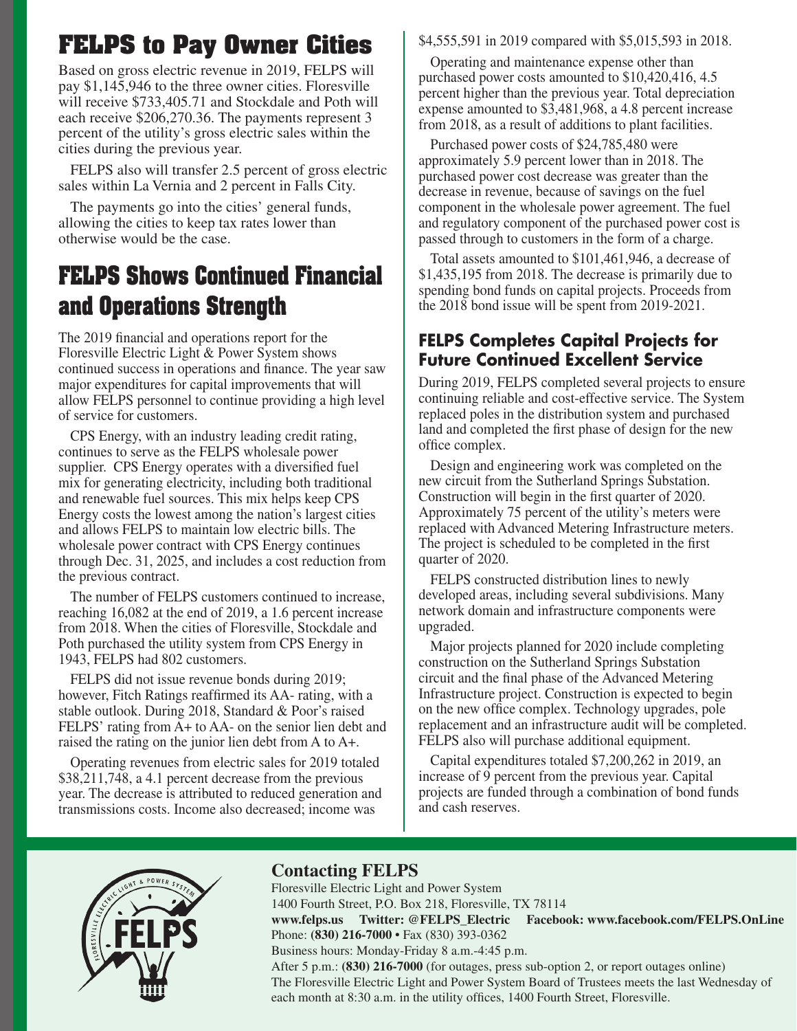# FELPS to Pay Owner Cities

Based on gross electric revenue in 2019, FELPS will pay $1,145,946 to the three owner cities. Floresville will receive $733,405.71 and Stockdale and Poth will each receive $206,270.36. The payments represent 3 percent of the utility's gross electric sales within the cities during the previous year.

FELPS also will transfer 2.5 percent of gross electric sales within La Vernia and 2 percent in Falls City.

The payments go into the cities' general funds, allowing the cities to keep tax rates lower than otherwise would be the case.

# FELPS Shows Continued Financial and Operations Strength

The 2019 financial and operations report for the Floresville Electric Light & Power System shows continued success in operations and finance. The year saw major expenditures for capital improvements that will allow FELPS personnel to continue providing a high level of service for customers.

CPS Energy, with an industry leading credit rating, continues to serve as the FELPS wholesale power supplier. CPS Energy operates with a diversified fuel mix for generating electricity, including both traditional and renewable fuel sources. This mix helps keep CPS Energy costs the lowest among the nation's largest cities and allows FELPS to maintain low electric bills. The wholesale power contract with CPS Energy continues through Dec. 31, 2025, and includes a cost reduction from the previous contract.

The number of FELPS customers continued to increase, reaching 16,082 at the end of 2019, a 1.6 percent increase from 2018. When the cities of Floresville, Stockdale and Poth purchased the utility system from CPS Energy in 1943, FELPS had 802 customers.

FELPS did not issue revenue bonds during 2019; however, Fitch Ratings reaffirmed its AA- rating, with a stable outlook. During 2018, Standard & Poor's raised FELPS' rating from A+ to AA- on the senior lien debt and raised the rating on the junior lien debt from A to A+.

Operating revenues from electric sales for 2019 totaled $38,211,748, a 4.1 percent decrease from the previous year. The decrease is attributed to reduced generation and transmissions costs. Income also decreased; income was $4,555,591 in 2019 compared with $5,015,593 in 2018.

Operating and maintenance expense other than purchased power costs amounted to $10,420,416, 4.5 percent higher than the previous year. Total depreciation expense amounted to $3,481,968, a 4.8 percent increase from 2018, as a result of additions to plant facilities.

Purchased power costs of $24,785,480 were approximately 5.9 percent lower than in 2018. The purchased power cost decrease was greater than the decrease in revenue, because of savings on the fuel component in the wholesale power agreement. The fuel and regulatory component of the purchased power cost is passed through to customers in the form of a charge.

Total assets amounted to $101,461,946, a decrease of $1,435,195 from 2018. The decrease is primarily due to spending bond funds on capital projects. Proceeds from the 2018 bond issue will be spent from 2019-2021.

## FELPS Completes Capital Projects for Future Continued Excellent Service

During 2019, FELPS completed several projects to ensure continuing reliable and cost-effective service. The System replaced poles in the distribution system and purchased land and completed the first phase of design for the new office complex.

Design and engineering work was completed on the new circuit from the Sutherland Springs Substation. Construction will begin in the first quarter of 2020. Approximately 75 percent of the utility's meters were replaced with Advanced Metering Infrastructure meters. The project is scheduled to be completed in the first quarter of 2020.

FELPS constructed distribution lines to newly developed areas, including several subdivisions. Many network domain and infrastructure components were upgraded.

Major projects planned for 2020 include completing construction on the Sutherland Springs Substation circuit and the final phase of the Advanced Metering Infrastructure project. Construction is expected to begin on the new office complex. Technology upgrades, pole replacement and an infrastructure audit will be completed. FELPS also will purchase additional equipment.

Capital expenditures totaled $7,200,262 in 2019, an increase of 9 percent from the previous year. Capital projects are funded through a combination of bond funds and cash reserves.

## Contacting FELPS

Floresville Electric Light and Power System
1400 Fourth Street, P.O. Box 218, Floresville, TX 78114
**www.felps.us** **Twitter: @FELPS_Electric** **Facebook: www.facebook.com/FELPS.OnLine**
Phone: **(830) 216-7000** • Fax (830) 393-0362
Business hours: Monday-Friday 8 a.m.-4:45 p.m.
After 5 p.m.: **(830) 216-7000** (for outages, press sub-option 2, or report outages online)
The Floresville Electric Light and Power System Board of Trustees meets the last Wednesday of each month at 8:30 a.m. in the utility offices, 1400 Fourth Street, Floresville.